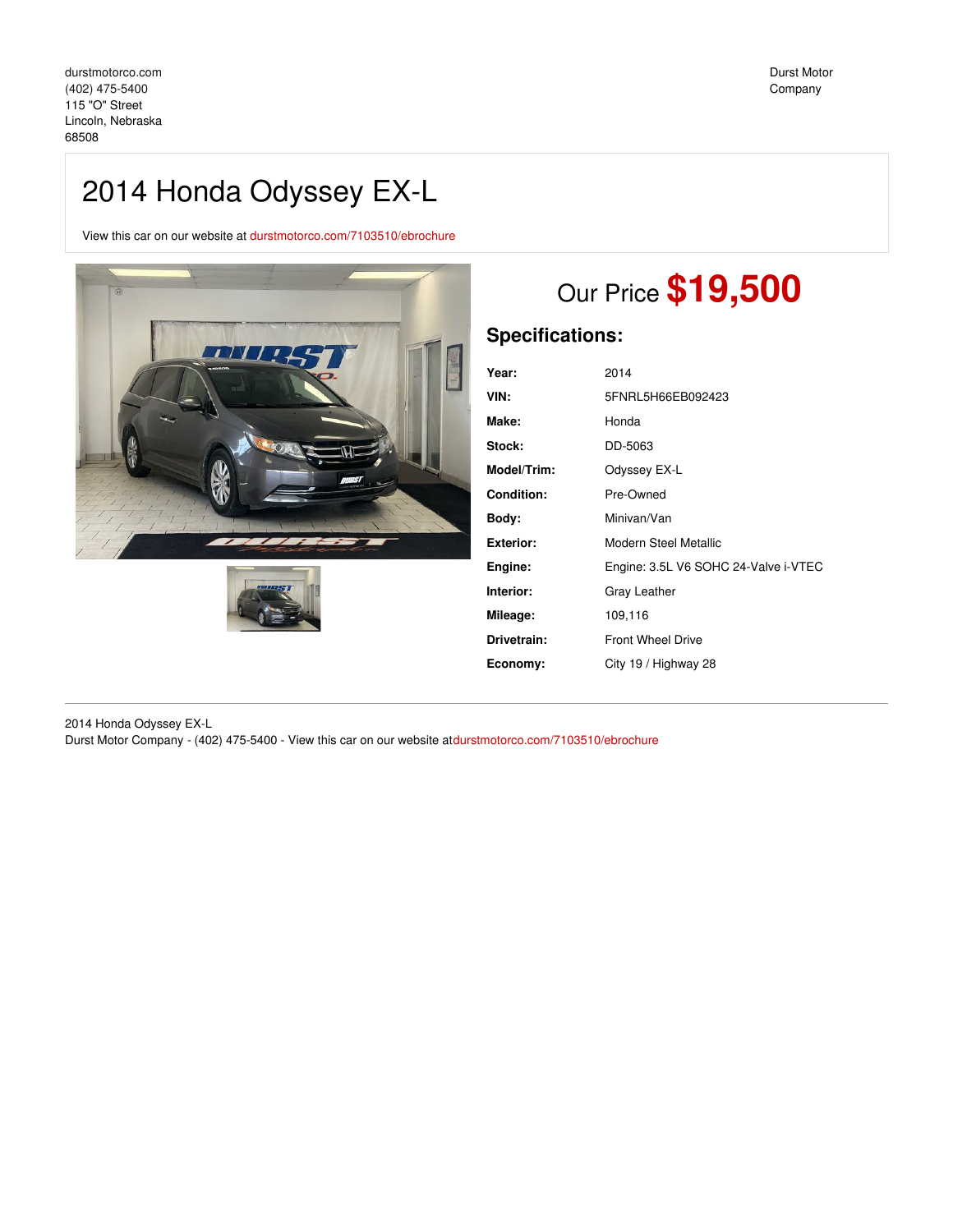durstmotorco.com
(402) 475-5400
115 "O" Street
Lincoln, Nebraska
68508

Durst Motor Company

# 2014 Honda Odyssey EX-L

View this car on our website at durstmotorco.com/7103510/ebrochure

Our Price **$19,500**

## Specifications:

| | |
|---|---|
| **Year:** | 2014 |
| **VIN:** | 5FNRL5H66EB092423 |
| **Make:** | Honda |
| **Stock:** | DD-5063 |
| **Model/Trim:** | Odyssey EX-L |
| **Condition:** | Pre-Owned |
| **Body:** | Minivan/Van |
| **Exterior:** | Modern Steel Metallic |
| **Engine:** | Engine: 3.5L V6 SOHC 24-Valve i-VTEC |
| **Interior:** | Gray Leather |
| **Mileage:** | 109,116 |
| **Drivetrain:** | Front Wheel Drive |
| **Economy:** | City 19 / Highway 28 |

2014 Honda Odyssey EX-L
Durst Motor Company - (402) 475-5400 - View this car on our website atdurstmotorco.com/7103510/ebrochure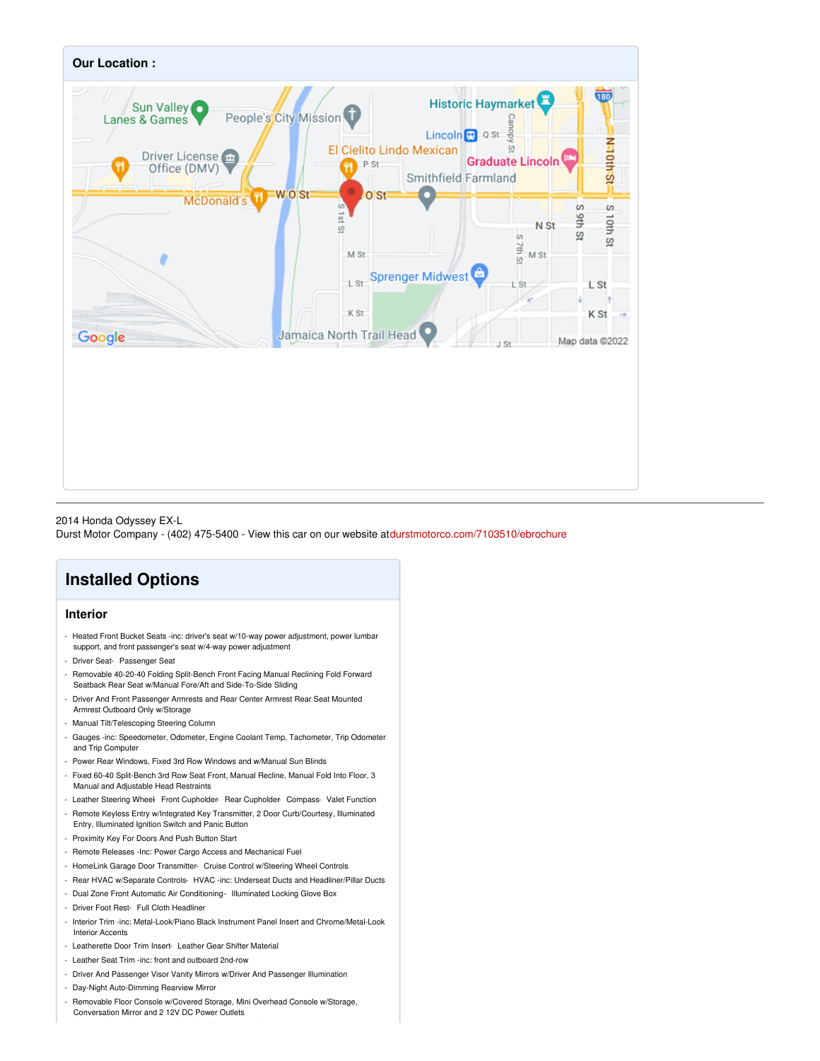## Our Location :

2014 Honda Odyssey EX-L
Durst Motor Company - (402) 475-5400 - View this car on our website atdurstmotorco.com/7103510/ebrochure

# Installed Options

## Interior

- Heated Front Bucket Seats -inc: driver's seat w/10-way power adjustment, power lumbar support, and front passenger's seat w/4-way power adjustment
- Driver Seat- Passenger Seat
- Removable 40-20-40 Folding Split-Bench Front Facing Manual Reclining Fold Forward Seatback Rear Seat w/Manual Fore/Aft and Side-To-Side Sliding
- Driver And Front Passenger Armrests and Rear Center Armrest Rear Seat Mounted Armrest Outboard Only w/Storage
- Manual Tilt/Telescoping Steering Column
- Gauges -inc: Speedometer, Odometer, Engine Coolant Temp, Tachometer, Trip Odometer and Trip Computer
- Power Rear Windows, Fixed 3rd Row Windows and w/Manual Sun Blinds
- Fixed 60-40 Split-Bench 3rd Row Seat Front, Manual Recline, Manual Fold Into Floor, 3 Manual and Adjustable Head Restraints
- Leather Steering Wheel- Front Cupholder- Rear Cupholder- Compass- Valet Function
- Remote Keyless Entry w/Integrated Key Transmitter, 2 Door Curb/Courtesy, Illuminated Entry, Illuminated Ignition Switch and Panic Button
- Proximity Key For Doors And Push Button Start
- Remote Releases -Inc: Power Cargo Access and Mechanical Fuel
- HomeLink Garage Door Transmitter- Cruise Control w/Steering Wheel Controls
- Rear HVAC w/Separate Controls- HVAC -inc: Underseat Ducts and Headliner/Pillar Ducts
- Dual Zone Front Automatic Air Conditioning- Illuminated Locking Glove Box
- Driver Foot Rest- Full Cloth Headliner
- Interior Trim -inc: Metal-Look/Piano Black Instrument Panel Insert and Chrome/Metal-Look Interior Accents
- Leatherette Door Trim Insert- Leather Gear Shifter Material
- Leather Seat Trim -inc: front and outboard 2nd-row
- Driver And Passenger Visor Vanity Mirrors w/Driver And Passenger Illumination
- Day-Night Auto-Dimming Rearview Mirror
- Removable Floor Console w/Covered Storage, Mini Overhead Console w/Storage, Conversation Mirror and 2 12V DC Power Outlets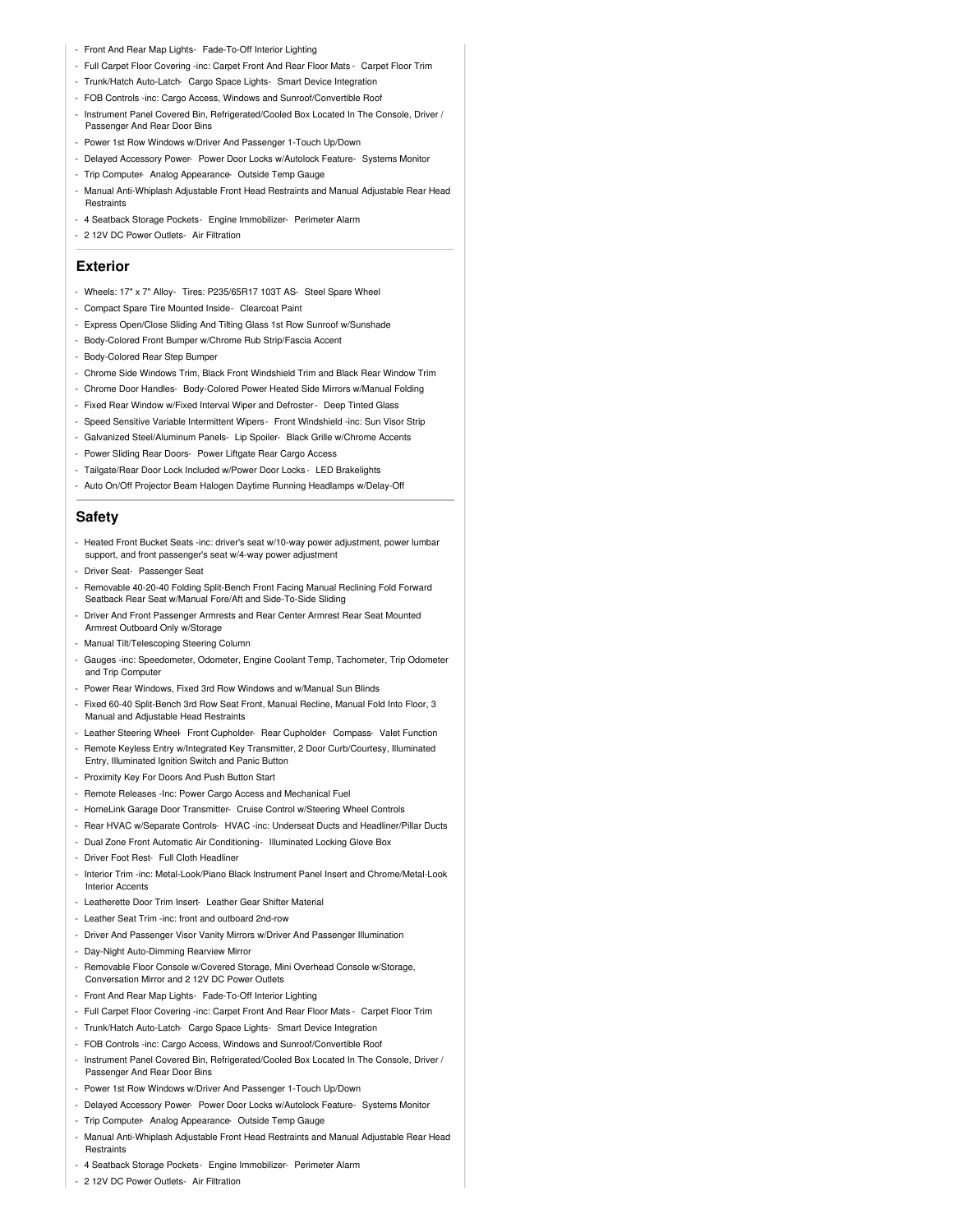- Front And Rear Map Lights- Fade-To-Off Interior Lighting
- Full Carpet Floor Covering -inc: Carpet Front And Rear Floor Mats - Carpet Floor Trim
- Trunk/Hatch Auto-Latch- Cargo Space Lights- Smart Device Integration
- FOB Controls -inc: Cargo Access, Windows and Sunroof/Convertible Roof
- Instrument Panel Covered Bin, Refrigerated/Cooled Box Located In The Console, Driver / Passenger And Rear Door Bins
- Power 1st Row Windows w/Driver And Passenger 1-Touch Up/Down
- Delayed Accessory Power- Power Door Locks w/Autolock Feature- Systems Monitor
- Trip Computer- Analog Appearance- Outside Temp Gauge
- Manual Anti-Whiplash Adjustable Front Head Restraints and Manual Adjustable Rear Head Restraints
- 4 Seatback Storage Pockets- Engine Immobilizer- Perimeter Alarm
- 2 12V DC Power Outlets- Air Filtration

## Exterior

- Wheels: 17" x 7" Alloy- Tires: P235/65R17 103T AS- Steel Spare Wheel
- Compact Spare Tire Mounted Inside- Clearcoat Paint
- Express Open/Close Sliding And Tilting Glass 1st Row Sunroof w/Sunshade
- Body-Colored Front Bumper w/Chrome Rub Strip/Fascia Accent
- Body-Colored Rear Step Bumper
- Chrome Side Windows Trim, Black Front Windshield Trim and Black Rear Window Trim
- Chrome Door Handles- Body-Colored Power Heated Side Mirrors w/Manual Folding
- Fixed Rear Window w/Fixed Interval Wiper and Defroster - Deep Tinted Glass
- Speed Sensitive Variable Intermittent Wipers- Front Windshield -inc: Sun Visor Strip
- Galvanized Steel/Aluminum Panels- Lip Spoiler- Black Grille w/Chrome Accents
- Power Sliding Rear Doors- Power Liftgate Rear Cargo Access
- Tailgate/Rear Door Lock Included w/Power Door Locks - LED Brakelights
- Auto On/Off Projector Beam Halogen Daytime Running Headlamps w/Delay-Off

## Safety

- Heated Front Bucket Seats -inc: driver's seat w/10-way power adjustment, power lumbar support, and front passenger's seat w/4-way power adjustment
- Driver Seat- Passenger Seat
- Removable 40-20-40 Folding Split-Bench Front Facing Manual Reclining Fold Forward Seatback Rear Seat w/Manual Fore/Aft and Side-To-Side Sliding
- Driver And Front Passenger Armrests and Rear Center Armrest Rear Seat Mounted Armrest Outboard Only w/Storage
- Manual Tilt/Telescoping Steering Column
- Gauges -inc: Speedometer, Odometer, Engine Coolant Temp, Tachometer, Trip Odometer and Trip Computer
- Power Rear Windows, Fixed 3rd Row Windows and w/Manual Sun Blinds
- Fixed 60-40 Split-Bench 3rd Row Seat Front, Manual Recline, Manual Fold Into Floor, 3 Manual and Adjustable Head Restraints
- Leather Steering Wheel- Front Cupholder- Rear Cupholder- Compass- Valet Function
- Remote Keyless Entry w/Integrated Key Transmitter, 2 Door Curb/Courtesy, Illuminated Entry, Illuminated Ignition Switch and Panic Button
- Proximity Key For Doors And Push Button Start
- Remote Releases -Inc: Power Cargo Access and Mechanical Fuel
- HomeLink Garage Door Transmitter- Cruise Control w/Steering Wheel Controls
- Rear HVAC w/Separate Controls- HVAC -inc: Underseat Ducts and Headliner/Pillar Ducts
- Dual Zone Front Automatic Air Conditioning - Illuminated Locking Glove Box
- Driver Foot Rest- Full Cloth Headliner
- Interior Trim -inc: Metal-Look/Piano Black Instrument Panel Insert and Chrome/Metal-Look Interior Accents
- Leatherette Door Trim Insert- Leather Gear Shifter Material
- Leather Seat Trim -inc: front and outboard 2nd-row
- Driver And Passenger Visor Vanity Mirrors w/Driver And Passenger Illumination
- Day-Night Auto-Dimming Rearview Mirror
- Removable Floor Console w/Covered Storage, Mini Overhead Console w/Storage, Conversation Mirror and 2 12V DC Power Outlets
- Front And Rear Map Lights- Fade-To-Off Interior Lighting
- Full Carpet Floor Covering -inc: Carpet Front And Rear Floor Mats - Carpet Floor Trim
- Trunk/Hatch Auto-Latch- Cargo Space Lights- Smart Device Integration
- FOB Controls -inc: Cargo Access, Windows and Sunroof/Convertible Roof
- Instrument Panel Covered Bin, Refrigerated/Cooled Box Located In The Console, Driver / Passenger And Rear Door Bins
- Power 1st Row Windows w/Driver And Passenger 1-Touch Up/Down
- Delayed Accessory Power- Power Door Locks w/Autolock Feature- Systems Monitor
- Trip Computer- Analog Appearance- Outside Temp Gauge
- Manual Anti-Whiplash Adjustable Front Head Restraints and Manual Adjustable Rear Head Restraints
- 4 Seatback Storage Pockets- Engine Immobilizer- Perimeter Alarm
- 2 12V DC Power Outlets- Air Filtration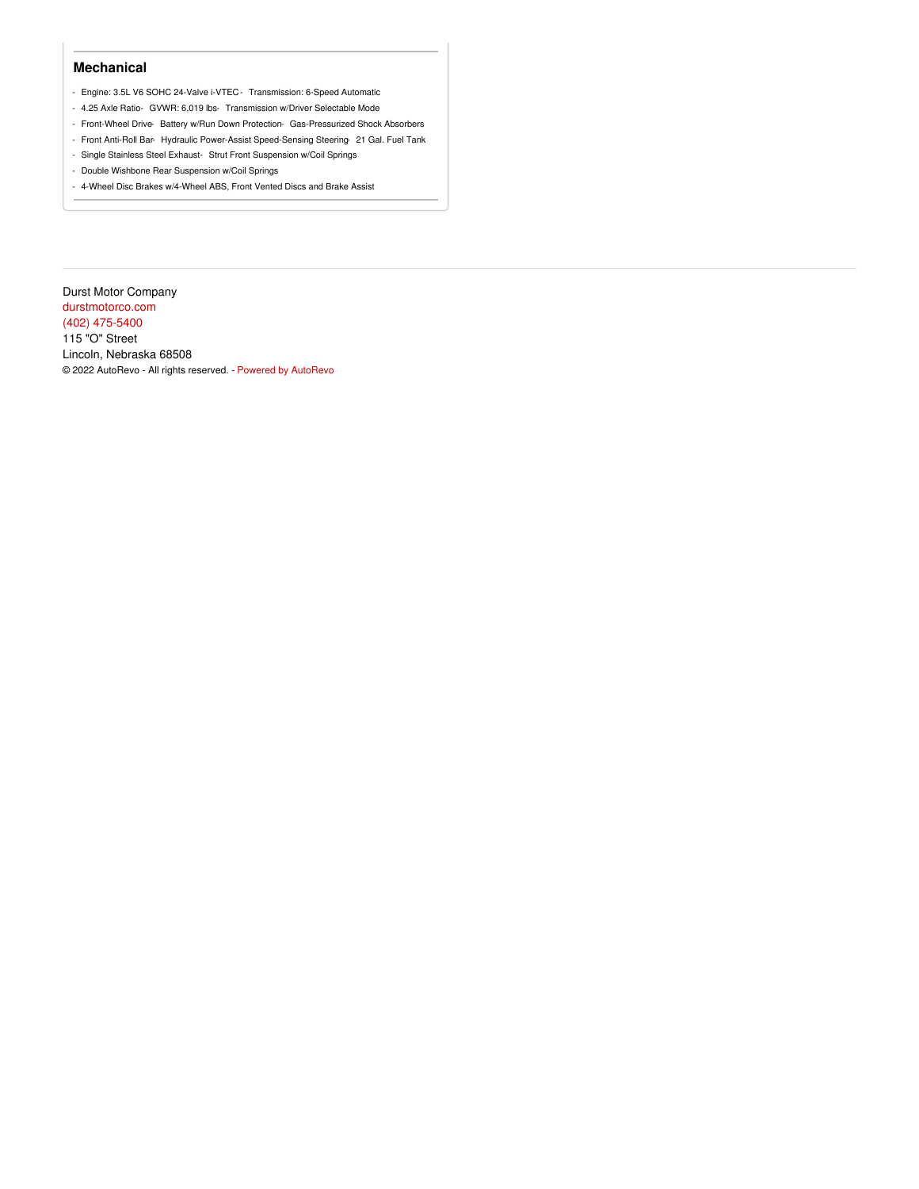## Mechanical

- Engine: 3.5L V6 SOHC 24-Valve i-VTEC - Transmission: 6-Speed Automatic
- 4.25 Axle Ratio - GVWR: 6,019 lbs - Transmission w/Driver Selectable Mode
- Front-Wheel Drive - Battery w/Run Down Protection - Gas-Pressurized Shock Absorbers
- Front Anti-Roll Bar - Hydraulic Power-Assist Speed-Sensing Steering - 21 Gal. Fuel Tank
- Single Stainless Steel Exhaust - Strut Front Suspension w/Coil Springs
- Double Wishbone Rear Suspension w/Coil Springs
- 4-Wheel Disc Brakes w/4-Wheel ABS, Front Vented Discs and Brake Assist

---

Durst Motor Company
durstmotorco.com
(402) 475-5400
115 "O" Street
Lincoln, Nebraska 68508
© 2022 AutoRevo - All rights reserved. - Powered by AutoRevo